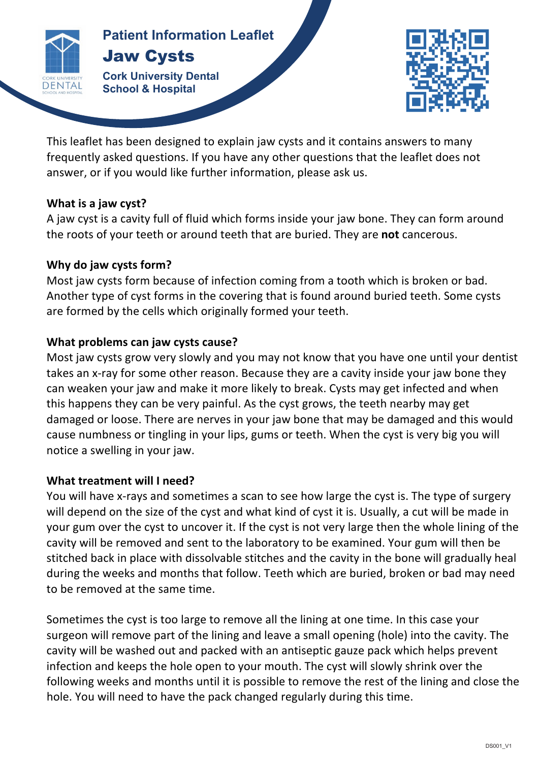# Patient Information Leaflet

# Jaw Cysts

**Cork University Dental School & Hospital**

This leaflet has been designed to explain jaw cysts and it contains answers to many frequently asked questions. If you have any other questions that the leaflet does not answer, or if you would like further information, please ask us.

### What is a jaw cyst?

A jaw cyst is a cavity full of fluid which forms inside your jaw bone. They can form around the roots of your teeth or around teeth that are buried. They are **not** cancerous.

### Why do jaw cysts form?

Most jaw cysts form because of infection coming from a tooth which is broken or bad. Another type of cyst forms in the covering that is found around buried teeth. Some cysts are formed by the cells which originally formed your teeth.

### What problems can jaw cysts cause?

Most jaw cysts grow very slowly and you may not know that you have one until your dentist takes an x-ray for some other reason. Because they are a cavity inside your jaw bone they can weaken your jaw and make it more likely to break. Cysts may get infected and when this happens they can be very painful. As the cyst grows, the teeth nearby may get damaged or loose. There are nerves in your jaw bone that may be damaged and this would cause numbness or tingling in your lips, gums or teeth. When the cyst is very big you will notice a swelling in your jaw.

### What treatment will I need?

You will have x-rays and sometimes a scan to see how large the cyst is. The type of surgery will depend on the size of the cyst and what kind of cyst it is. Usually, a cut will be made in your gum over the cyst to uncover it. If the cyst is not very large then the whole lining of the cavity will be removed and sent to the laboratory to be examined. Your gum will then be stitched back in place with dissolvable stitches and the cavity in the bone will gradually heal during the weeks and months that follow. Teeth which are buried, broken or bad may need to be removed at the same time.

Sometimes the cyst is too large to remove all the lining at one time. In this case your surgeon will remove part of the lining and leave a small opening (hole) into the cavity. The cavity will be washed out and packed with an antiseptic gauze pack which helps prevent infection and keeps the hole open to your mouth. The cyst will slowly shrink over the following weeks and months until it is possible to remove the rest of the lining and close the hole. You will need to have the pack changed regularly during this time.

DS001_V1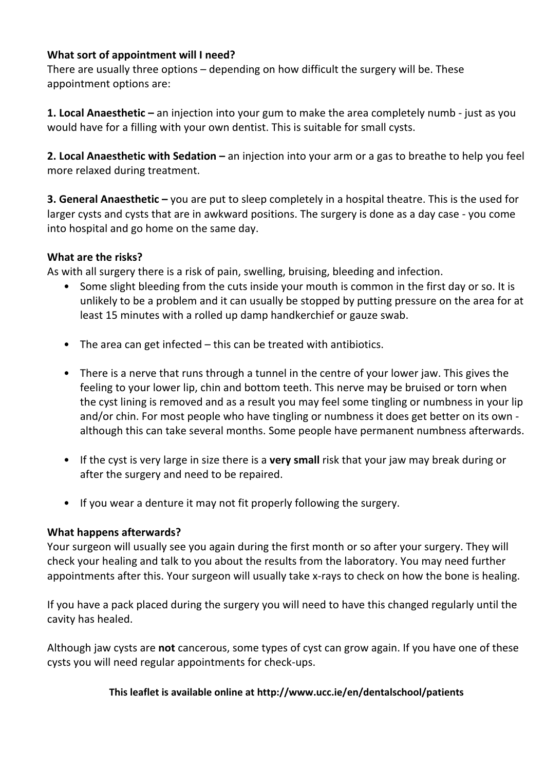**What sort of appointment will I need?**
There are usually three options – depending on how difficult the surgery will be. These appointment options are:

**1. Local Anaesthetic –** an injection into your gum to make the area completely numb - just as you would have for a filling with your own dentist. This is suitable for small cysts.

**2. Local Anaesthetic with Sedation –** an injection into your arm or a gas to breathe to help you feel more relaxed during treatment.

**3. General Anaesthetic –** you are put to sleep completely in a hospital theatre. This is the used for larger cysts and cysts that are in awkward positions. The surgery is done as a day case - you come into hospital and go home on the same day.

**What are the risks?**
As with all surgery there is a risk of pain, swelling, bruising, bleeding and infection.

- Some slight bleeding from the cuts inside your mouth is common in the first day or so. It is unlikely to be a problem and it can usually be stopped by putting pressure on the area for at least 15 minutes with a rolled up damp handkerchief or gauze swab.
- The area can get infected – this can be treated with antibiotics.
- There is a nerve that runs through a tunnel in the centre of your lower jaw. This gives the feeling to your lower lip, chin and bottom teeth. This nerve may be bruised or torn when the cyst lining is removed and as a result you may feel some tingling or numbness in your lip and/or chin. For most people who have tingling or numbness it does get better on its own - although this can take several months. Some people have permanent numbness afterwards.
- If the cyst is very large in size there is a **very small** risk that your jaw may break during or after the surgery and need to be repaired.
- If you wear a denture it may not fit properly following the surgery.

**What happens afterwards?**
Your surgeon will usually see you again during the first month or so after your surgery. They will check your healing and talk to you about the results from the laboratory. You may need further appointments after this. Your surgeon will usually take x-rays to check on how the bone is healing.

If you have a pack placed during the surgery you will need to have this changed regularly until the cavity has healed.

Although jaw cysts are **not** cancerous, some types of cyst can grow again. If you have one of these cysts you will need regular appointments for check-ups.

**This leaflet is available online at http://www.ucc.ie/en/dentalschool/patients**